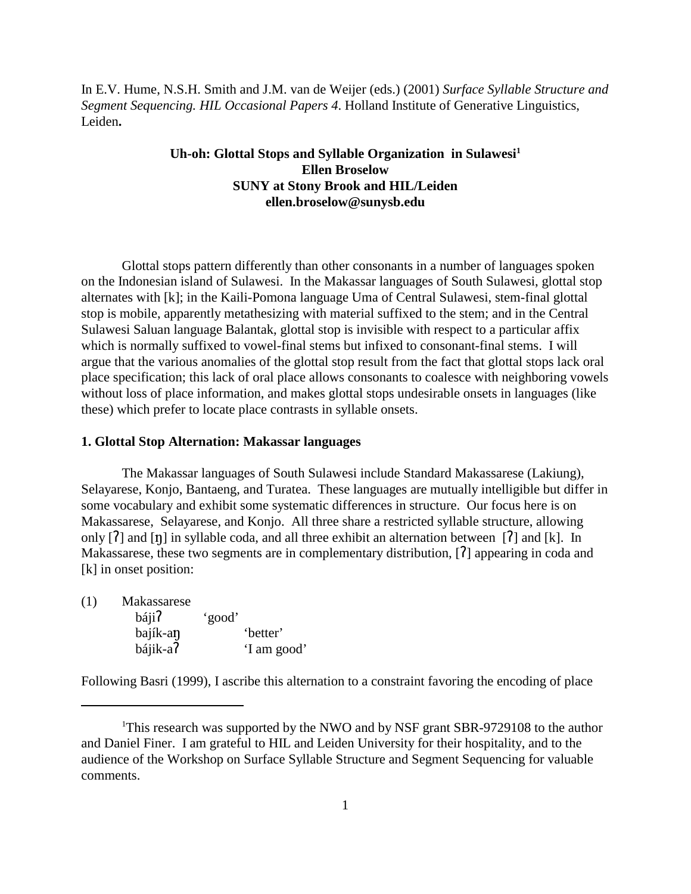In E.V. Hume, N.S.H. Smith and J.M. van de Weijer (eds.) (2001) *Surface Syllable Structure and Segment Sequencing. HIL Occasional Papers 4*. Holland Institute of Generative Linguistics, Leiden**.**

# Uh-oh: Glottal Stops and Syllable Organization in Sulawesi[1]

**Ellen Broselow**
**SUNY at Stony Brook and HIL/Leiden**
**ellen.broselow@sunysb.edu**

Glottal stops pattern differently than other consonants in a number of languages spoken on the Indonesian island of Sulawesi. In the Makassar languages of South Sulawesi, glottal stop alternates with [k]; in the Kaili-Pomona language Uma of Central Sulawesi, stem-final glottal stop is mobile, apparently metathesizing with material suffixed to the stem; and in the Central Sulawesi Saluan language Balantak, glottal stop is invisible with respect to a particular affix which is normally suffixed to vowel-final stems but infixed to consonant-final stems. I will argue that the various anomalies of the glottal stop result from the fact that glottal stops lack oral place specification; this lack of oral place allows consonants to coalesce with neighboring vowels without loss of place information, and makes glottal stops undesirable onsets in languages (like these) which prefer to locate place contrasts in syllable onsets.

## 1. Glottal Stop Alternation: Makassar languages

The Makassar languages of South Sulawesi include Standard Makassarese (Lakiung), Selayarese, Konjo, Bantaeng, and Turatea. These languages are mutually intelligible but differ in some vocabulary and exhibit some systematic differences in structure. Our focus here is on Makassarese, Selayarese, and Konjo. All three share a restricted syllable structure, allowing only [ʔ] and [ŋ] in syllable coda, and all three exhibit an alternation between [ʔ] and [k]. In Makassarese, these two segments are in complementary distribution, [ʔ] appearing in coda and [k] in onset position:

(1) Makassarese

| | |
|---|---|
| bájiʔ | 'good' |
| bajík-aŋ | 'better' |
| bájik-aʔ | 'I am good' |

Following Basri (1999), I ascribe this alternation to a constraint favoring the encoding of place

---

[1] This research was supported by the NWO and by NSF grant SBR-9729108 to the author and Daniel Finer. I am grateful to HIL and Leiden University for their hospitality, and to the audience of the Workshop on Surface Syllable Structure and Segment Sequencing for valuable comments.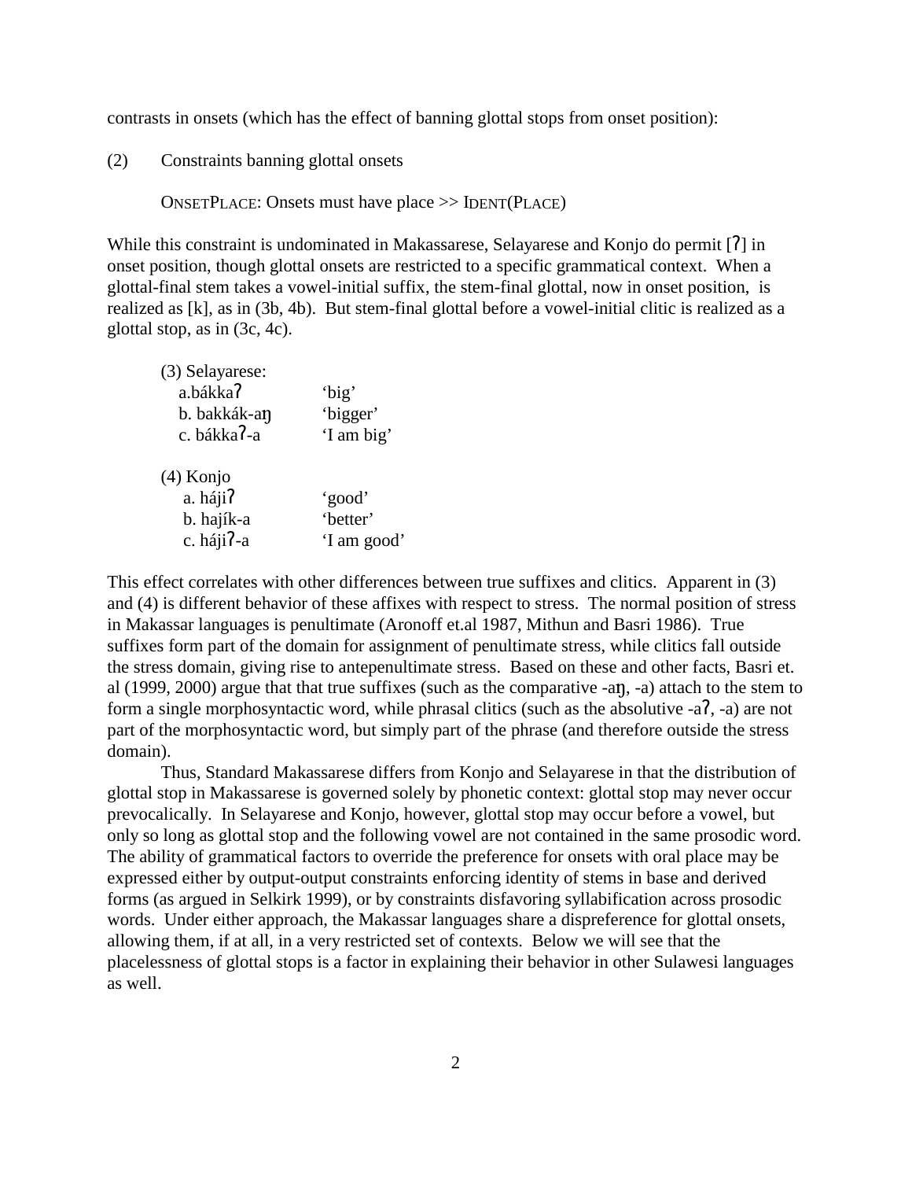contrasts in onsets (which has the effect of banning glottal stops from onset position):

(2) Constraints banning glottal onsets

ONSETPLACE: Onsets must have place >> IDENT(PLACE)

While this constraint is undominated in Makassarese, Selayarese and Konjo do permit [ʔ] in onset position, though glottal onsets are restricted to a specific grammatical context. When a glottal-final stem takes a vowel-initial suffix, the stem-final glottal, now in onset position, is realized as [k], as in (3b, 4b). But stem-final glottal before a vowel-initial clitic is realized as a glottal stop, as in (3c, 4c).

(3) Selayarese:

| | |
|---|---|
| a. bákkaʔ | 'big' |
| b. bakkák-aŋ | 'bigger' |
| c. bákkaʔ-a | 'I am big' |

(4) Konjo

| | |
|---|---|
| a. hájiʔ | 'good' |
| b. hajík-a | 'better' |
| c. hájiʔ-a | 'I am good' |

This effect correlates with other differences between true suffixes and clitics. Apparent in (3) and (4) is different behavior of these affixes with respect to stress. The normal position of stress in Makassar languages is penultimate (Aronoff et.al 1987, Mithun and Basri 1986). True suffixes form part of the domain for assignment of penultimate stress, while clitics fall outside the stress domain, giving rise to antepenultimate stress. Based on these and other facts, Basri et. al (1999, 2000) argue that that true suffixes (such as the comparative -aŋ, -a) attach to the stem to form a single morphosyntactic word, while phrasal clitics (such as the absolutive -aʔ, -a) are not part of the morphosyntactic word, but simply part of the phrase (and therefore outside the stress domain).

Thus, Standard Makassarese differs from Konjo and Selayarese in that the distribution of glottal stop in Makassarese is governed solely by phonetic context: glottal stop may never occur prevocalically. In Selayarese and Konjo, however, glottal stop may occur before a vowel, but only so long as glottal stop and the following vowel are not contained in the same prosodic word. The ability of grammatical factors to override the preference for onsets with oral place may be expressed either by output-output constraints enforcing identity of stems in base and derived forms (as argued in Selkirk 1999), or by constraints disfavoring syllabification across prosodic words. Under either approach, the Makassar languages share a dispreference for glottal onsets, allowing them, if at all, in a very restricted set of contexts. Below we will see that the placelessness of glottal stops is a factor in explaining their behavior in other Sulawesi languages as well.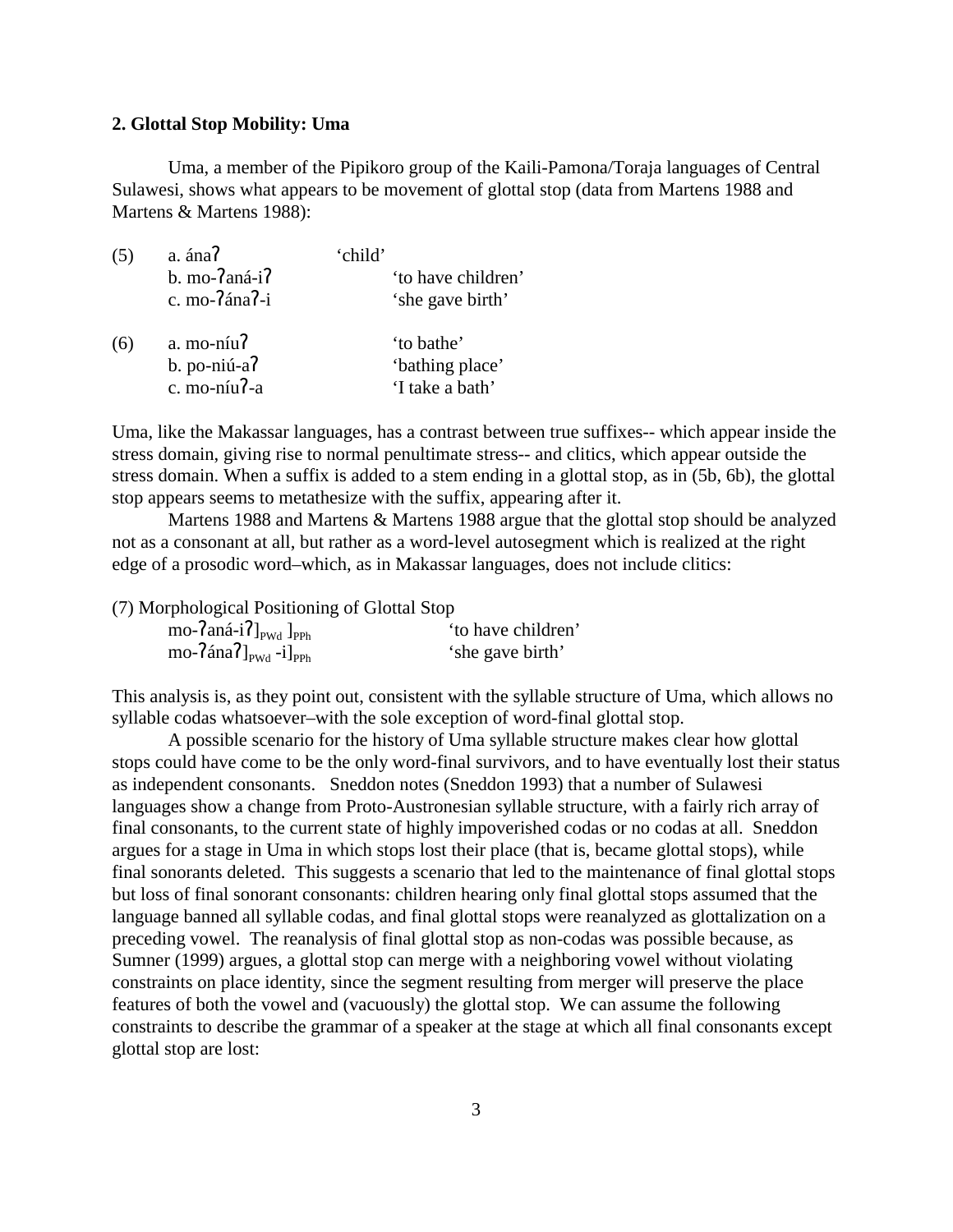**2. Glottal Stop Mobility: Uma**

Uma, a member of the Pipikoro group of the Kaili-Pamona/Toraja languages of Central Sulawesi, shows what appears to be movement of glottal stop (data from Martens 1988 and Martens & Martens 1988):

(5) a. ánaʔ 'child'
b. mo-ʔaná-iʔ 'to have children'
c. mo-ʔánaʔ-i 'she gave birth'

(6) a. mo-níuʔ 'to bathe'
b. po-niú-aʔ 'bathing place'
c. mo-níuʔ-a 'I take a bath'

Uma, like the Makassar languages, has a contrast between true suffixes-- which appear inside the stress domain, giving rise to normal penultimate stress-- and clitics, which appear outside the stress domain. When a suffix is added to a stem ending in a glottal stop, as in (5b, 6b), the glottal stop appears seems to metathesize with the suffix, appearing after it.

Martens 1988 and Martens & Martens 1988 argue that the glottal stop should be analyzed not as a consonant at all, but rather as a word-level autosegment which is realized at the right edge of a prosodic word–which, as in Makassar languages, does not include clitics:

(7) Morphological Positioning of Glottal Stop
mo-ʔaná-iʔ$]_{PWd}$ $]_{PPh}$ 'to have children'
mo-ʔánaʔ$]_{PWd}$ -i$]_{PPh}$ 'she gave birth'

This analysis is, as they point out, consistent with the syllable structure of Uma, which allows no syllable codas whatsoever–with the sole exception of word-final glottal stop.

A possible scenario for the history of Uma syllable structure makes clear how glottal stops could have come to be the only word-final survivors, and to have eventually lost their status as independent consonants. Sneddon notes (Sneddon 1993) that a number of Sulawesi languages show a change from Proto-Austronesian syllable structure, with a fairly rich array of final consonants, to the current state of highly impoverished codas or no codas at all. Sneddon argues for a stage in Uma in which stops lost their place (that is, became glottal stops), while final sonorants deleted. This suggests a scenario that led to the maintenance of final glottal stops but loss of final sonorant consonants: children hearing only final glottal stops assumed that the language banned all syllable codas, and final glottal stops were reanalyzed as glottalization on a preceding vowel. The reanalysis of final glottal stop as non-codas was possible because, as Sumner (1999) argues, a glottal stop can merge with a neighboring vowel without violating constraints on place identity, since the segment resulting from merger will preserve the place features of both the vowel and (vacuously) the glottal stop. We can assume the following constraints to describe the grammar of a speaker at the stage at which all final consonants except glottal stop are lost: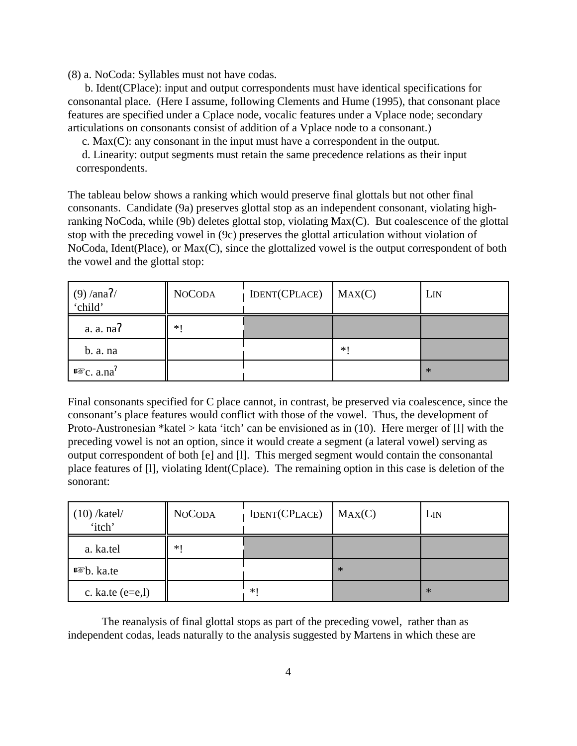(8) a. NoCoda: Syllables must not have codas.

b. Ident(CPlace): input and output correspondents must have identical specifications for consonantal place. (Here I assume, following Clements and Hume (1995), that consonant place features are specified under a Cplace node, vocalic features under a Vplace node; secondary articulations on consonants consist of addition of a Vplace node to a consonant.)

c. Max(C): any consonant in the input must have a correspondent in the output.

d. Linearity: output segments must retain the same precedence relations as their input correspondents.

The tableau below shows a ranking which would preserve final glottals but not other final consonants. Candidate (9a) preserves glottal stop as an independent consonant, violating high-ranking NoCoda, while (9b) deletes glottal stop, violating Max(C). But coalescence of the glottal stop with the preceding vowel in (9c) preserves the glottal articulation without violation of NoCoda, Ident(Place), or Max(C), since the glottalized vowel is the output correspondent of both the vowel and the glottal stop:

| (9) /anaʔ/ 'child' | NoCoda | Ident(CPlace) | Max(C) | Lin |
|---|---|---|---|---|
| a. a. naʔ | *! | | | |
| b. a. na | | | *! | |
| ☞c. a.naˀ | | | | * |

Final consonants specified for C place cannot, in contrast, be preserved via coalescence, since the consonant's place features would conflict with those of the vowel. Thus, the development of Proto-Austronesian *katel > kata 'itch' can be envisioned as in (10). Here merger of [l] with the preceding vowel is not an option, since it would create a segment (a lateral vowel) serving as output correspondent of both [e] and [l]. This merged segment would contain the consonantal place features of [l], violating Ident(Cplace). The remaining option in this case is deletion of the sonorant:

| (10) /katel/ 'itch' | NoCoda | Ident(CPlace) | Max(C) | Lin |
|---|---|---|---|---|
| a. ka.tel | *! | | | |
| ☞b. ka.te | | | * | |
| c. ka.te (e=e,l) | | *! | | * |

The reanalysis of final glottal stops as part of the preceding vowel, rather than as independent codas, leads naturally to the analysis suggested by Martens in which these are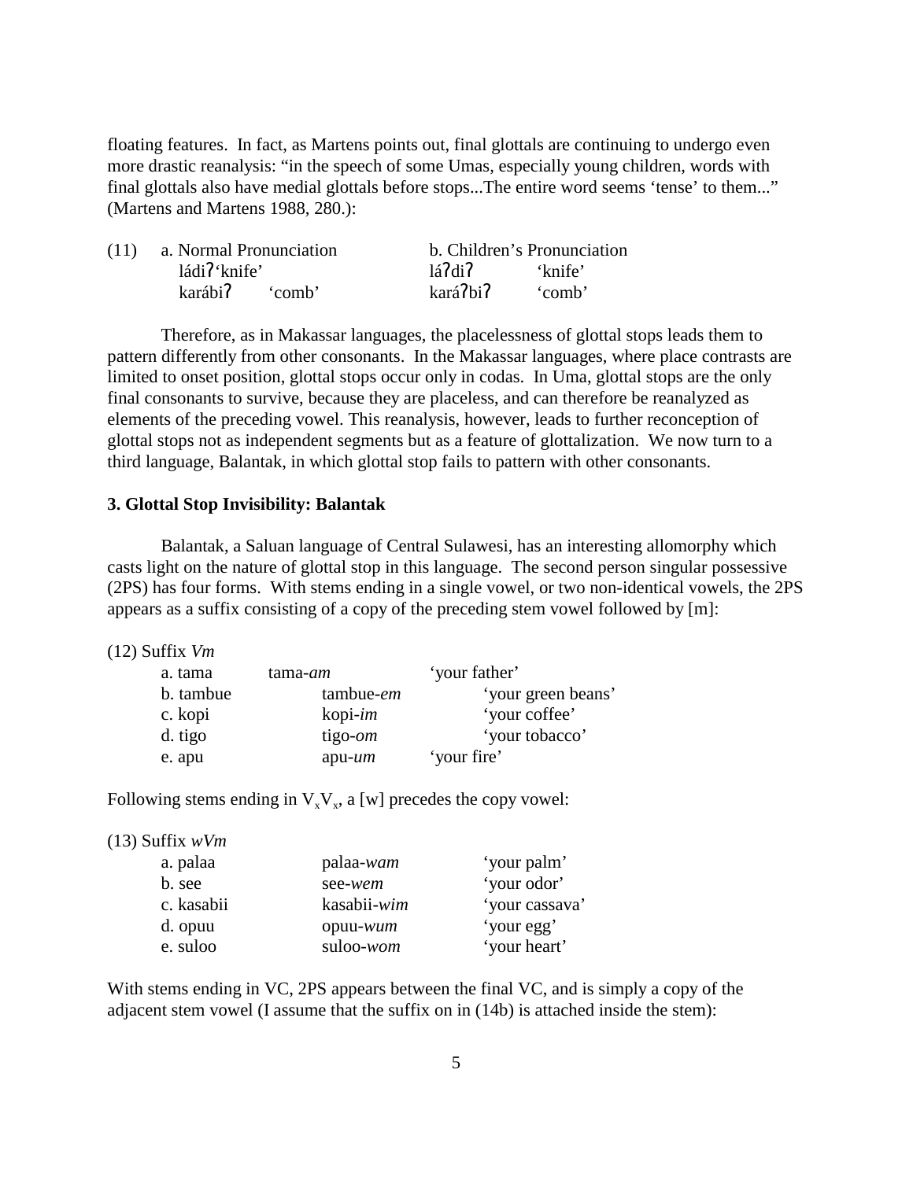floating features. In fact, as Martens points out, final glottals are continuing to undergo even more drastic reanalysis: "in the speech of some Umas, especially young children, words with final glottals also have medial glottals before stops...The entire word seems 'tense' to them..." (Martens and Martens 1988, 280.):

(11)

| a. Normal Pronunciation | | b. Children's Pronunciation | |
|---|---|---|---|
| ládiʔ | 'knife' | láʔdiʔ | 'knife' |
| karábiʔ | 'comb' | karáʔbiʔ | 'comb' |

Therefore, as in Makassar languages, the placelessness of glottal stops leads them to pattern differently from other consonants. In the Makassar languages, where place contrasts are limited to onset position, glottal stops occur only in codas. In Uma, glottal stops are the only final consonants to survive, because they are placeless, and can therefore be reanalyzed as elements of the preceding vowel. This reanalysis, however, leads to further reconception of glottal stops not as independent segments but as a feature of glottalization. We now turn to a third language, Balantak, in which glottal stop fails to pattern with other consonants.

**3. Glottal Stop Invisibility: Balantak**

Balantak, a Saluan language of Central Sulawesi, has an interesting allomorphy which casts light on the nature of glottal stop in this language. The second person singular possessive (2PS) has four forms. With stems ending in a single vowel, or two non-identical vowels, the 2PS appears as a suffix consisting of a copy of the preceding stem vowel followed by [m]:

(12) Suffix *Vm*

| | | |
|---|---|---|
| a. tama | tama-*am* | 'your father' |
| b. tambue | tambue-*em* | 'your green beans' |
| c. kopi | kopi-*im* | 'your coffee' |
| d. tigo | tigo-*om* | 'your tobacco' |
| e. apu | apu-*um* | 'your fire' |

Following stems ending in $V_xV_x$, a [w] precedes the copy vowel:

(13) Suffix *wVm*

| | | |
|---|---|---|
| a. palaa | palaa-*wam* | 'your palm' |
| b. see | see-*wem* | 'your odor' |
| c. kasabii | kasabii-*wim* | 'your cassava' |
| d. opuu | opuu-*wum* | 'your egg' |
| e. suloo | suloo-*wom* | 'your heart' |

With stems ending in VC, 2PS appears between the final VC, and is simply a copy of the adjacent stem vowel (I assume that the suffix on in (14b) is attached inside the stem):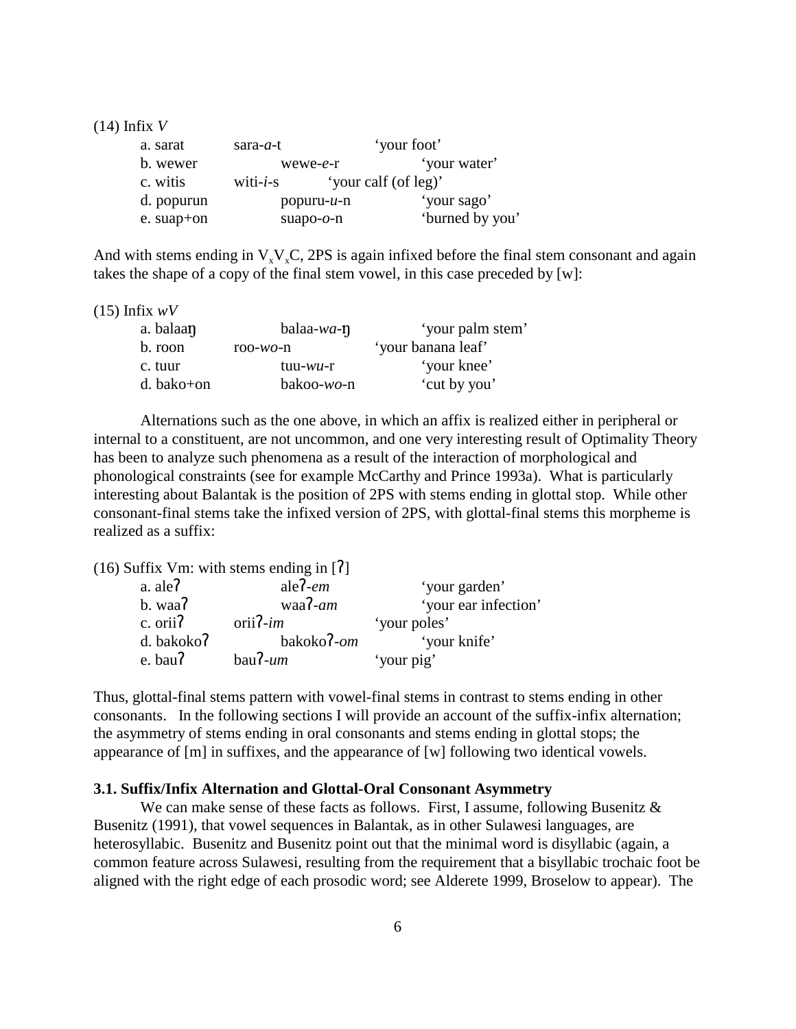(14) Infix *V*

| | | |
|---|---|---|
| a. sarat | sara-*a*-t | 'your foot' |
| b. wewer | wewe-*e*-r | 'your water' |
| c. witis | witi-*i*-s | 'your calf (of leg)' |
| d. popurun | popuru-*u*-n | 'your sago' |
| e. suap+on | suapo-*o*-n | 'burned by you' |

And with stems ending in $V_xV_xC$, 2PS is again infixed before the final stem consonant and again takes the shape of a copy of the final stem vowel, in this case preceded by [w]:

(15) Infix *wV*

| | | |
|---|---|---|
| a. balaaŋ | balaa-*wa*-ŋ | 'your palm stem' |
| b. roon | roo-*wo*-n | 'your banana leaf' |
| c. tuur | tuu-*wu*-r | 'your knee' |
| d. bako+on | bakoo-*wo*-n | 'cut by you' |

Alternations such as the one above, in which an affix is realized either in peripheral or internal to a constituent, are not uncommon, and one very interesting result of Optimality Theory has been to analyze such phenomena as a result of the interaction of morphological and phonological constraints (see for example McCarthy and Prince 1993a). What is particularly interesting about Balantak is the position of 2PS with stems ending in glottal stop. While other consonant-final stems take the infixed version of 2PS, with glottal-final stems this morpheme is realized as a suffix:

(16) Suffix Vm: with stems ending in [ʔ]

| | | |
|---|---|---|
| a. aleʔ | aleʔ-*em* | 'your garden' |
| b. waaʔ | waaʔ-*am* | 'your ear infection' |
| c. oriiʔ | oriiʔ-*im* | 'your poles' |
| d. bakokoʔ | bakokoʔ-*om* | 'your knife' |
| e. bauʔ | bauʔ-*um* | 'your pig' |

Thus, glottal-final stems pattern with vowel-final stems in contrast to stems ending in other consonants. In the following sections I will provide an account of the suffix-infix alternation; the asymmetry of stems ending in oral consonants and stems ending in glottal stops; the appearance of [m] in suffixes, and the appearance of [w] following two identical vowels.

### 3.1. Suffix/Infix Alternation and Glottal-Oral Consonant Asymmetry

We can make sense of these facts as follows. First, I assume, following Busenitz & Busenitz (1991), that vowel sequences in Balantak, as in other Sulawesi languages, are heterosyllabic. Busenitz and Busenitz point out that the minimal word is disyllabic (again, a common feature across Sulawesi, resulting from the requirement that a bisyllabic trochaic foot be aligned with the right edge of each prosodic word; see Alderete 1999, Broselow to appear). The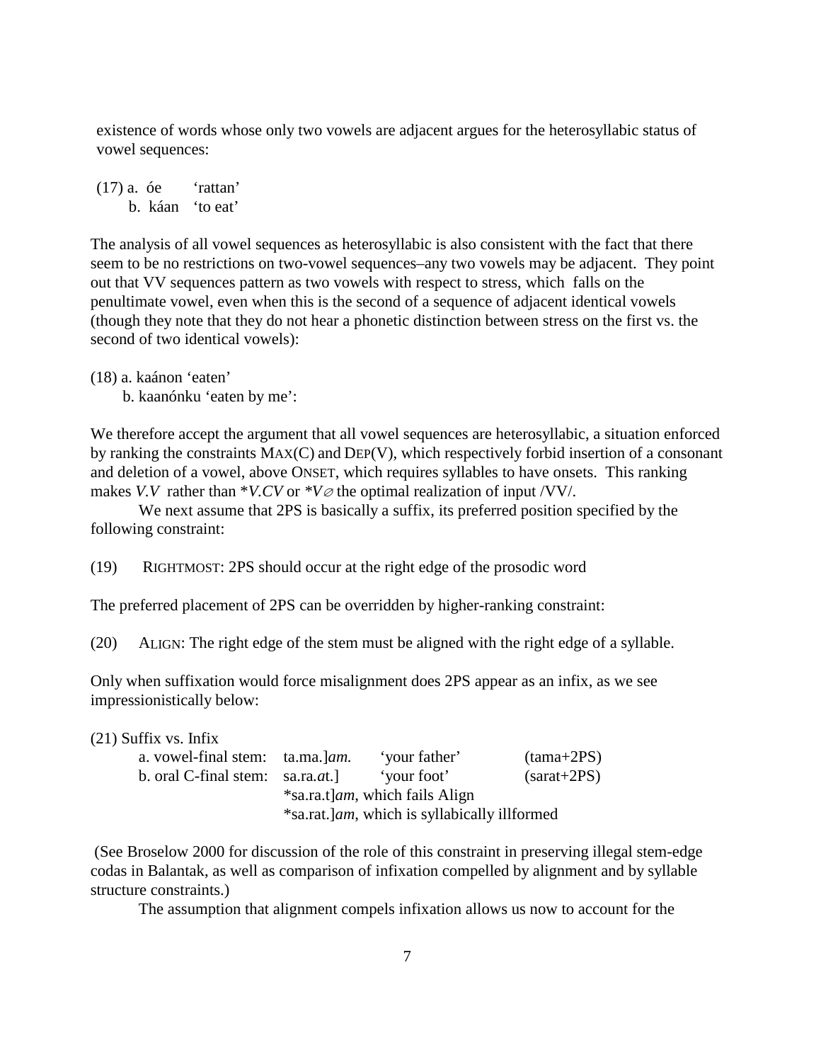existence of words whose only two vowels are adjacent argues for the heterosyllabic status of vowel sequences:

(17) a. óe 'rattan'
     b. káan 'to eat'

The analysis of all vowel sequences as heterosyllabic is also consistent with the fact that there seem to be no restrictions on two-vowel sequences–any two vowels may be adjacent. They point out that VV sequences pattern as two vowels with respect to stress, which falls on the penultimate vowel, even when this is the second of a sequence of adjacent identical vowels (though they note that they do not hear a phonetic distinction between stress on the first vs. the second of two identical vowels):

(18) a. kaánon 'eaten'
     b. kaanónku 'eaten by me':

We therefore accept the argument that all vowel sequences are heterosyllabic, a situation enforced by ranking the constraints MAX(C) and DEP(V), which respectively forbid insertion of a consonant and deletion of a vowel, above ONSET, which requires syllables to have onsets. This ranking makes *V.V* rather than **V.CV* or **V∅* the optimal realization of input /VV/.

We next assume that 2PS is basically a suffix, its preferred position specified by the following constraint:

(19) RIGHTMOST: 2PS should occur at the right edge of the prosodic word

The preferred placement of 2PS can be overridden by higher-ranking constraint:

(20) ALIGN: The right edge of the stem must be aligned with the right edge of a syllable.

Only when suffixation would force misalignment does 2PS appear as an infix, as we see impressionistically below:

(21) Suffix vs. Infix

| | | | |
|---|---|---|---|
| a. vowel-final stem: | ta.ma.]*am.* | 'your father' | (tama+2PS) |
| b. oral C-final stem: | sa.ra.*a*t.] | 'your foot' | (sarat+2PS) |
| | *sa.ra.t]*am*, which fails Align | | |
| | *sa.rat.]*am*, which is syllabically illformed | | |

(See Broselow 2000 for discussion of the role of this constraint in preserving illegal stem-edge codas in Balantak, as well as comparison of infixation compelled by alignment and by syllable structure constraints.)

The assumption that alignment compels infixation allows us now to account for the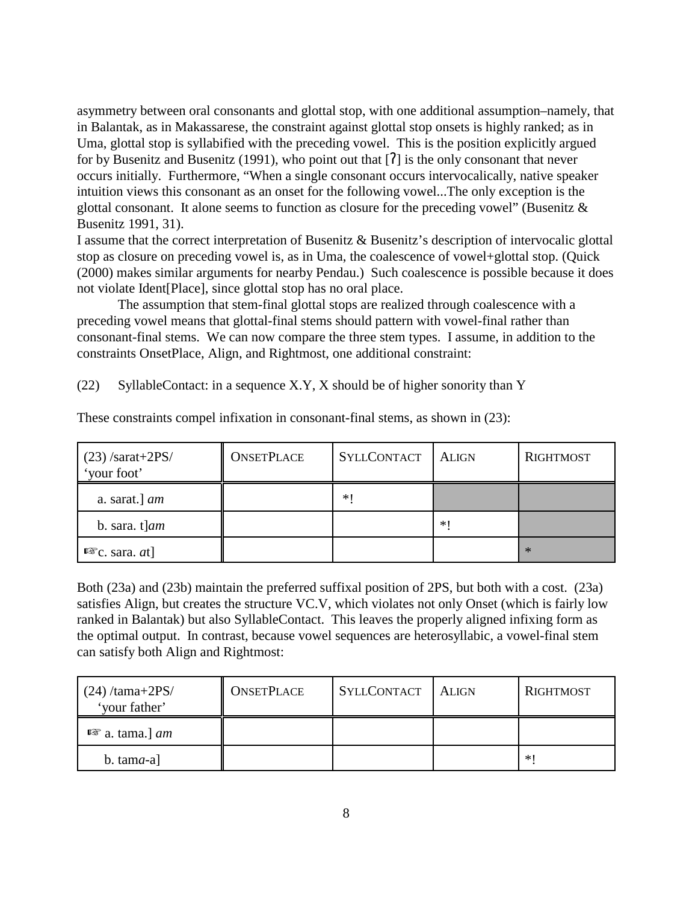asymmetry between oral consonants and glottal stop, with one additional assumption–namely, that in Balantak, as in Makassarese, the constraint against glottal stop onsets is highly ranked; as in Uma, glottal stop is syllabified with the preceding vowel. This is the position explicitly argued for by Busenitz and Busenitz (1991), who point out that [ʔ] is the only consonant that never occurs initially. Furthermore, "When a single consonant occurs intervocalically, native speaker intuition views this consonant as an onset for the following vowel...The only exception is the glottal consonant. It alone seems to function as closure for the preceding vowel" (Busenitz & Busenitz 1991, 31).

I assume that the correct interpretation of Busenitz & Busenitz's description of intervocalic glottal stop as closure on preceding vowel is, as in Uma, the coalescence of vowel+glottal stop. (Quick (2000) makes similar arguments for nearby Pendau.) Such coalescence is possible because it does not violate Ident[Place], since glottal stop has no oral place.

The assumption that stem-final glottal stops are realized through coalescence with a preceding vowel means that glottal-final stems should pattern with vowel-final rather than consonant-final stems. We can now compare the three stem types. I assume, in addition to the constraints OnsetPlace, Align, and Rightmost, one additional constraint:

(22) SyllableContact: in a sequence X.Y, X should be of higher sonority than Y

These constraints compel infixation in consonant-final stems, as shown in (23):

| (23) /sarat+2PS/ 'your foot' | ONSETPLACE | SYLLCONTACT | ALIGN | RIGHTMOST |
|---|---|---|---|---|
| a. sarat.] *am* | | *! | | |
| b. sara. t]*am* | | | *! | |
| ☞c. sara. *a*t] | | | | * |

Both (23a) and (23b) maintain the preferred suffixal position of 2PS, but both with a cost. (23a) satisfies Align, but creates the structure VC.V, which violates not only Onset (which is fairly low ranked in Balantak) but also SyllableContact. This leaves the properly aligned infixing form as the optimal output. In contrast, because vowel sequences are heterosyllabic, a vowel-final stem can satisfy both Align and Rightmost:

| (24) /tama+2PS/ 'your father' | ONSETPLACE | SYLLCONTACT | ALIGN | RIGHTMOST |
|---|---|---|---|---|
| ☞ a. tama.] *am* | | | | |
| b. tam*a*-a] | | | | *! |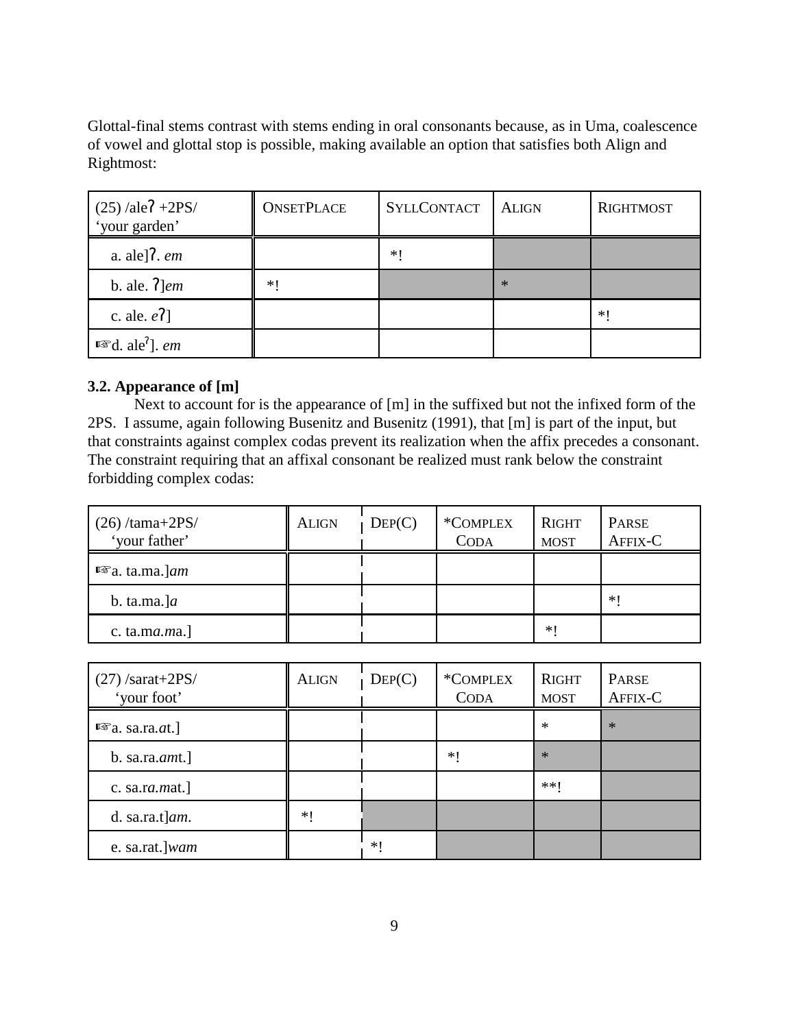Glottal-final stems contrast with stems ending in oral consonants because, as in Uma, coalescence of vowel and glottal stop is possible, making available an option that satisfies both Align and Rightmost:

| (25) /aleʔ +2PS/ 'your garden' | ONSETPLACE | SYLLCONTACT | ALIGN | RIGHTMOST |
|---|---|---|---|---|
| a. ale]ʔ. *em* | | *! | | |
| b. ale. ʔ]*em* | *! | | * | |
| c. ale. *e*ʔ] | | | | *! |
| ☞d. aleˀ]. *em* | | | | |

### 3.2. Appearance of [m]

Next to account for is the appearance of [m] in the suffixed but not the infixed form of the 2PS. I assume, again following Busenitz and Busenitz (1991), that [m] is part of the input, but that constraints against complex codas prevent its realization when the affix precedes a consonant. The constraint requiring that an affixal consonant be realized must rank below the constraint forbidding complex codas:

| (26) /tama+2PS/ 'your father' | ALIGN | DEP(C) | *COMPLEX CODA | RIGHT MOST | PARSE AFFIX-C |
|---|---|---|---|---|---|
| ☞a. ta.ma.]*am* | | | | | |
| b. ta.ma.]*a* | | | | | *! |
| c. ta.m*a.m*a.] | | | | *! | |

| (27) /sarat+2PS/ 'your foot' | ALIGN | DEP(C) | *COMPLEX CODA | RIGHT MOST | PARSE AFFIX-C |
|---|---|---|---|---|---|
| ☞a. sa.ra.*a*t.] | | | | * | * |
| b. sa.ra.*am*t.] | | | *! | * | |
| c. sa.r*a.m*at.] | | | | **! | |
| d. sa.ra.t]*am.* | *! | | | | |
| e. sa.rat.]*wam* | | *! | | | |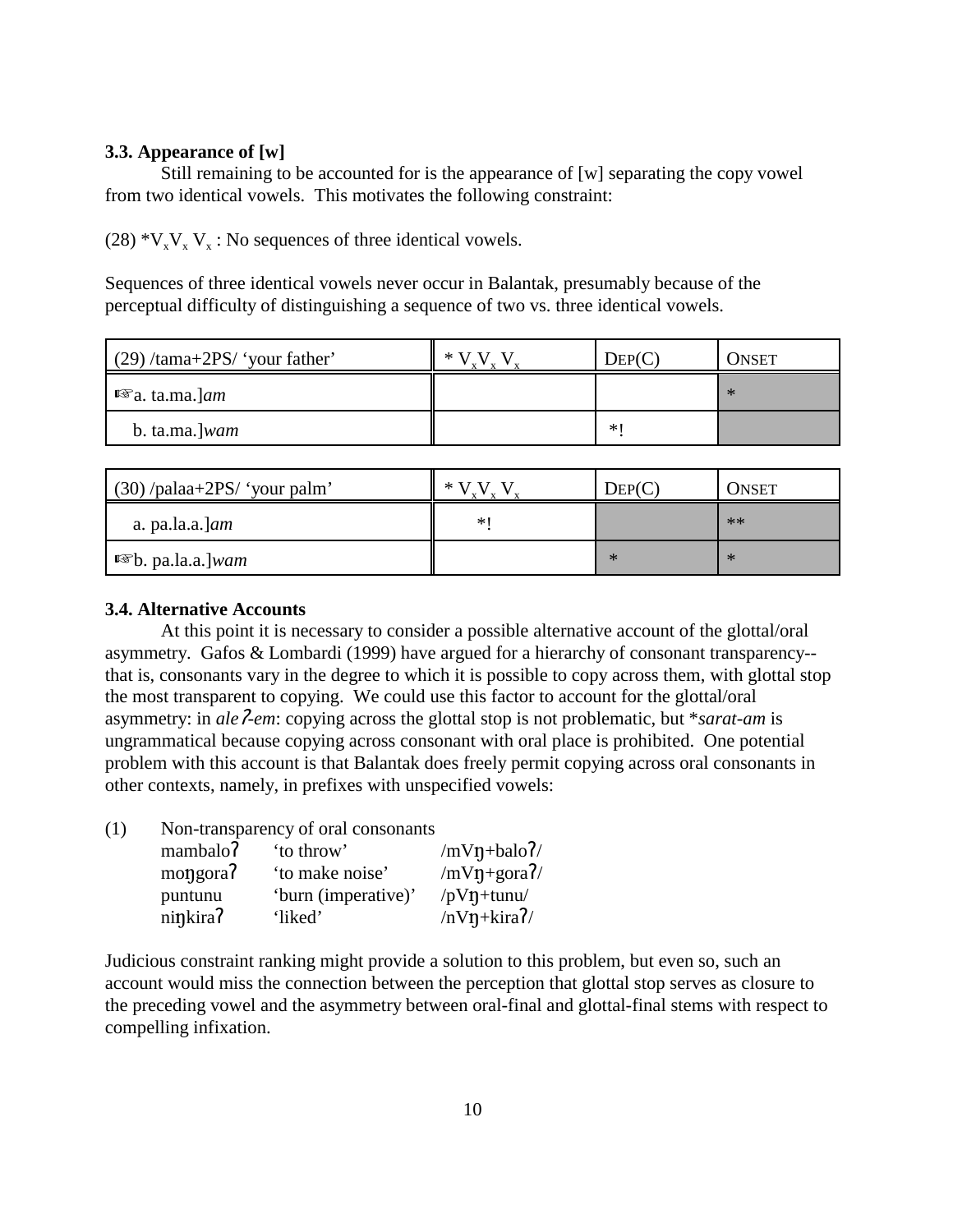### 3.3. Appearance of [w]

Still remaining to be accounted for is the appearance of [w] separating the copy vowel from two identical vowels. This motivates the following constraint:

(28) $*V_xV_x\,V_x$ : No sequences of three identical vowels.

Sequences of three identical vowels never occur in Balantak, presumably because of the perceptual difficulty of distinguishing a sequence of two vs. three identical vowels.

| (29) /tama+2PS/ 'your father' | $*V_xV_x\,V_x$ | DEP(C) | ONSET |
|---|---|---|---|
| ☞a. ta.ma.]*am* | | | * |
| b. ta.ma.]*wam* | | *! | |

| (30) /palaa+2PS/ 'your palm' | $*V_xV_x\,V_x$ | DEP(C) | ONSET |
|---|---|---|---|
| a. pa.la.a.]*am* | *! | | ** |
| ☞b. pa.la.a.]*wam* | | * | * |

### 3.4. Alternative Accounts

At this point it is necessary to consider a possible alternative account of the glottal/oral asymmetry. Gafos & Lombardi (1999) have argued for a hierarchy of consonant transparency--that is, consonants vary in the degree to which it is possible to copy across them, with glottal stop the most transparent to copying. We could use this factor to account for the glottal/oral asymmetry: in *aleʔ-em*: copying across the glottal stop is not problematic, but **sarat-am* is ungrammatical because copying across consonant with oral place is prohibited. One potential problem with this account is that Balantak does freely permit copying across oral consonants in other contexts, namely, in prefixes with unspecified vowels:

(1) Non-transparency of oral consonants

| | | |
|---|---|---|
| mambaloʔ | 'to throw' | /mVŋ+baloʔ/ |
| moŋgoraʔ | 'to make noise' | /mVŋ+goraʔ/ |
| puntunu | 'burn (imperative)' | /pVŋ+tunu/ |
| niŋkiraʔ | 'liked' | /nVŋ+kiraʔ/ |

Judicious constraint ranking might provide a solution to this problem, but even so, such an account would miss the connection between the perception that glottal stop serves as closure to the preceding vowel and the asymmetry between oral-final and glottal-final stems with respect to compelling infixation.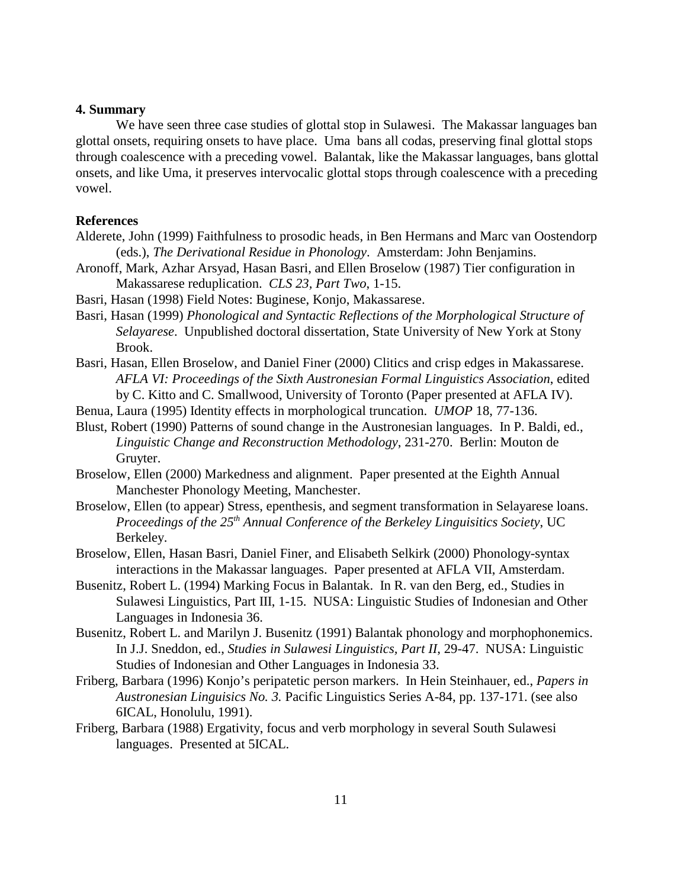### 4. Summary

We have seen three case studies of glottal stop in Sulawesi. The Makassar languages ban glottal onsets, requiring onsets to have place. Uma bans all codas, preserving final glottal stops through coalescence with a preceding vowel. Balantak, like the Makassar languages, bans glottal onsets, and like Uma, it preserves intervocalic glottal stops through coalescence with a preceding vowel.

### References

Alderete, John (1999) Faithfulness to prosodic heads, in Ben Hermans and Marc van Oostendorp (eds.), *The Derivational Residue in Phonology*. Amsterdam: John Benjamins.

Aronoff, Mark, Azhar Arsyad, Hasan Basri, and Ellen Broselow (1987) Tier configuration in Makassarese reduplication. *CLS 23, Part Two*, 1-15.

Basri, Hasan (1998) Field Notes: Buginese, Konjo, Makassarese.

Basri, Hasan (1999) *Phonological and Syntactic Reflections of the Morphological Structure of Selayarese*. Unpublished doctoral dissertation, State University of New York at Stony Brook.

Basri, Hasan, Ellen Broselow, and Daniel Finer (2000) Clitics and crisp edges in Makassarese. *AFLA VI: Proceedings of the Sixth Austronesian Formal Linguistics Association*, edited by C. Kitto and C. Smallwood, University of Toronto (Paper presented at AFLA IV).

Benua, Laura (1995) Identity effects in morphological truncation. *UMOP* 18, 77-136.

Blust, Robert (1990) Patterns of sound change in the Austronesian languages. In P. Baldi, ed., *Linguistic Change and Reconstruction Methodology*, 231-270. Berlin: Mouton de Gruyter.

Broselow, Ellen (2000) Markedness and alignment. Paper presented at the Eighth Annual Manchester Phonology Meeting, Manchester.

Broselow, Ellen (to appear) Stress, epenthesis, and segment transformation in Selayarese loans. *Proceedings of the 25th Annual Conference of the Berkeley Linguisitics Society*, UC Berkeley.

Broselow, Ellen, Hasan Basri, Daniel Finer, and Elisabeth Selkirk (2000) Phonology-syntax interactions in the Makassar languages. Paper presented at AFLA VII, Amsterdam.

Busenitz, Robert L. (1994) Marking Focus in Balantak. In R. van den Berg, ed., Studies in Sulawesi Linguistics, Part III, 1-15. NUSA: Linguistic Studies of Indonesian and Other Languages in Indonesia 36.

Busenitz, Robert L. and Marilyn J. Busenitz (1991) Balantak phonology and morphophonemics. In J.J. Sneddon, ed., *Studies in Sulawesi Linguistics, Part II*, 29-47. NUSA: Linguistic Studies of Indonesian and Other Languages in Indonesia 33.

Friberg, Barbara (1996) Konjo's peripatetic person markers. In Hein Steinhauer, ed., *Papers in Austronesian Linguisics No. 3.* Pacific Linguistics Series A-84, pp. 137-171. (see also 6ICAL, Honolulu, 1991).

Friberg, Barbara (1988) Ergativity, focus and verb morphology in several South Sulawesi languages. Presented at 5ICAL.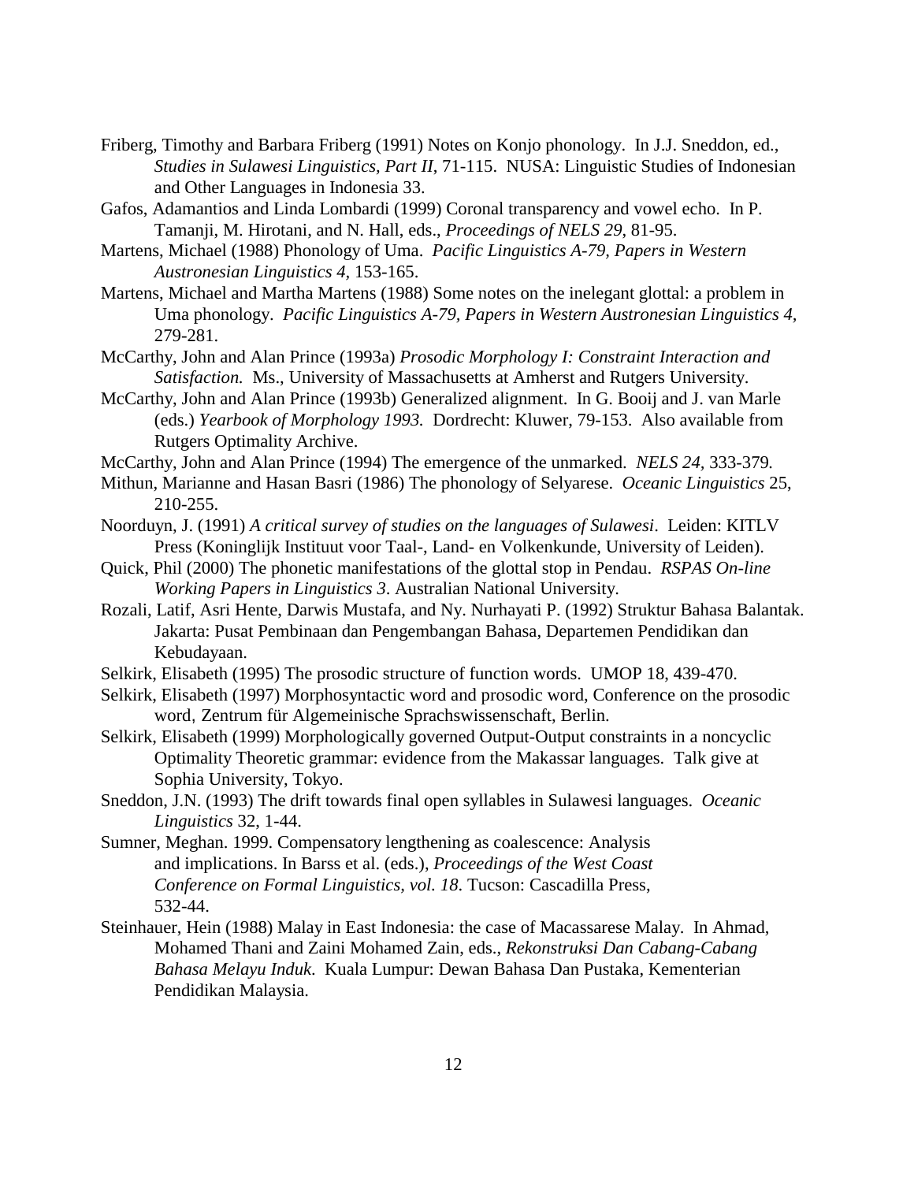Friberg, Timothy and Barbara Friberg (1991) Notes on Konjo phonology. In J.J. Sneddon, ed., *Studies in Sulawesi Linguistics, Part II*, 71-115. NUSA: Linguistic Studies of Indonesian and Other Languages in Indonesia 33.

Gafos, Adamantios and Linda Lombardi (1999) Coronal transparency and vowel echo. In P. Tamanji, M. Hirotani, and N. Hall, eds., *Proceedings of NELS 29*, 81-95.

Martens, Michael (1988) Phonology of Uma. *Pacific Linguistics A-79, Papers in Western Austronesian Linguistics 4,* 153-165.

Martens, Michael and Martha Martens (1988) Some notes on the inelegant glottal: a problem in Uma phonology. *Pacific Linguistics A-79, Papers in Western Austronesian Linguistics 4*, 279-281.

McCarthy, John and Alan Prince (1993a) *Prosodic Morphology I: Constraint Interaction and Satisfaction.* Ms., University of Massachusetts at Amherst and Rutgers University.

McCarthy, John and Alan Prince (1993b) Generalized alignment. In G. Booij and J. van Marle (eds.) *Yearbook of Morphology 1993.* Dordrecht: Kluwer, 79-153. Also available from Rutgers Optimality Archive.

McCarthy, John and Alan Prince (1994) The emergence of the unmarked. *NELS 24,* 333-379.

Mithun, Marianne and Hasan Basri (1986) The phonology of Selyarese. *Oceanic Linguistics* 25, 210-255.

Noorduyn, J. (1991) *A critical survey of studies on the languages of Sulawesi*. Leiden: KITLV Press (Koninglijk Instituut voor Taal-, Land- en Volkenkunde, University of Leiden).

Quick, Phil (2000) The phonetic manifestations of the glottal stop in Pendau. *RSPAS On-line Working Papers in Linguistics 3*. Australian National University.

Rozali, Latif, Asri Hente, Darwis Mustafa, and Ny. Nurhayati P. (1992) Struktur Bahasa Balantak. Jakarta: Pusat Pembinaan dan Pengembangan Bahasa, Departemen Pendidikan dan Kebudayaan.

Selkirk, Elisabeth (1995) The prosodic structure of function words. UMOP 18, 439-470.

Selkirk, Elisabeth (1997) Morphosyntactic word and prosodic word, Conference on the prosodic word, Zentrum für Algemeinische Sprachswissenschaft, Berlin.

Selkirk, Elisabeth (1999) Morphologically governed Output-Output constraints in a noncyclic Optimality Theoretic grammar: evidence from the Makassar languages. Talk give at Sophia University, Tokyo.

Sneddon, J.N. (1993) The drift towards final open syllables in Sulawesi languages. *Oceanic Linguistics* 32, 1-44.

Sumner, Meghan. 1999. Compensatory lengthening as coalescence: Analysis and implications. In Barss et al. (eds.), *Proceedings of the West Coast Conference on Formal Linguistics, vol. 18*. Tucson: Cascadilla Press, 532-44.

Steinhauer, Hein (1988) Malay in East Indonesia: the case of Macassarese Malay. In Ahmad, Mohamed Thani and Zaini Mohamed Zain, eds., *Rekonstruksi Dan Cabang-Cabang Bahasa Melayu Induk*. Kuala Lumpur: Dewan Bahasa Dan Pustaka, Kementerian Pendidikan Malaysia.